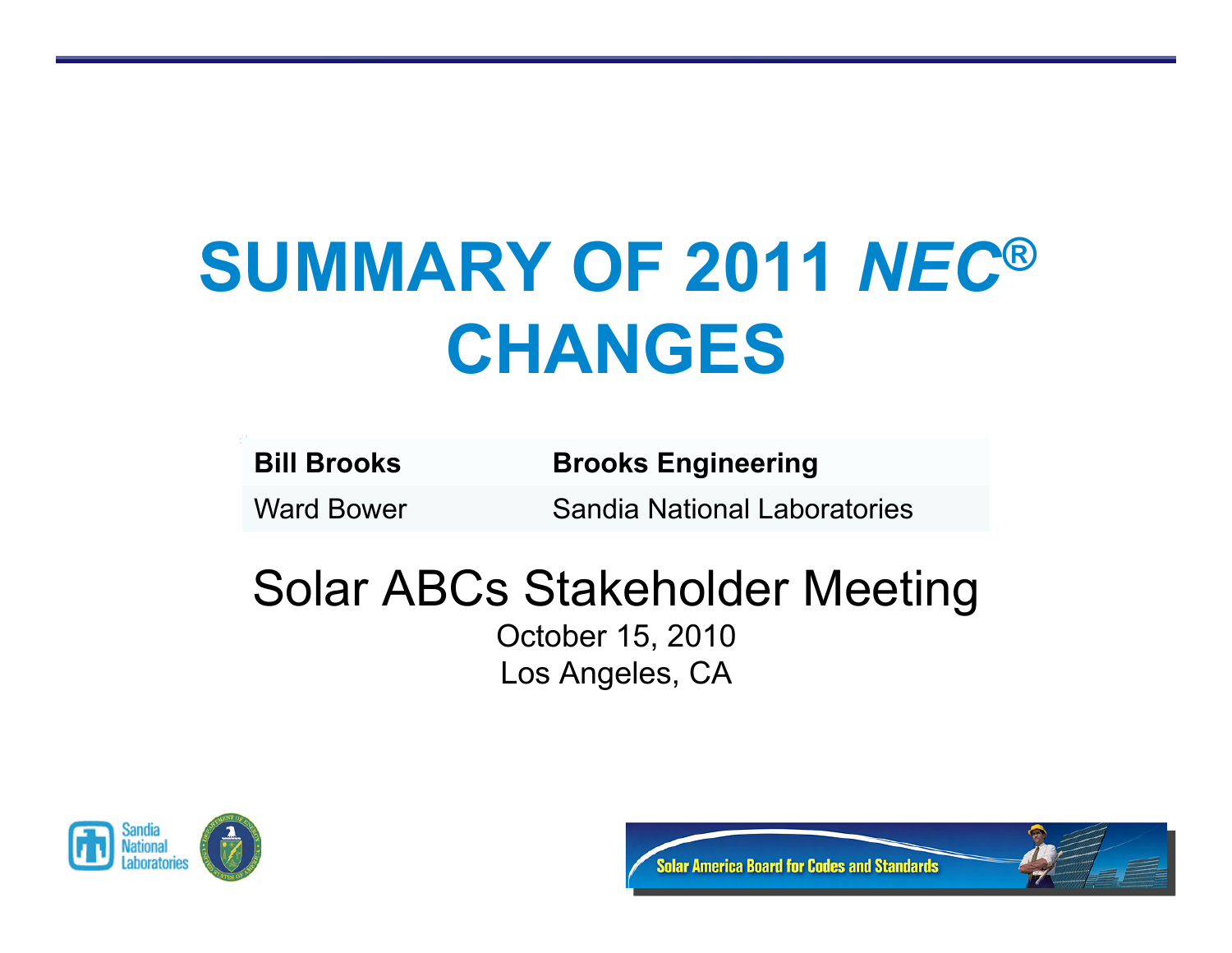# SUMMARY OF 2011 *NEC*® CHANGES

| **Bill Brooks** | **Brooks Engineering** |
| --- | --- |
| Ward Bower | Sandia National Laboratories |

## Solar ABCs Stakeholder Meeting

October 15, 2010

Los Angeles, CA

Sandia National Laboratories

Solar America Board for Codes and Standards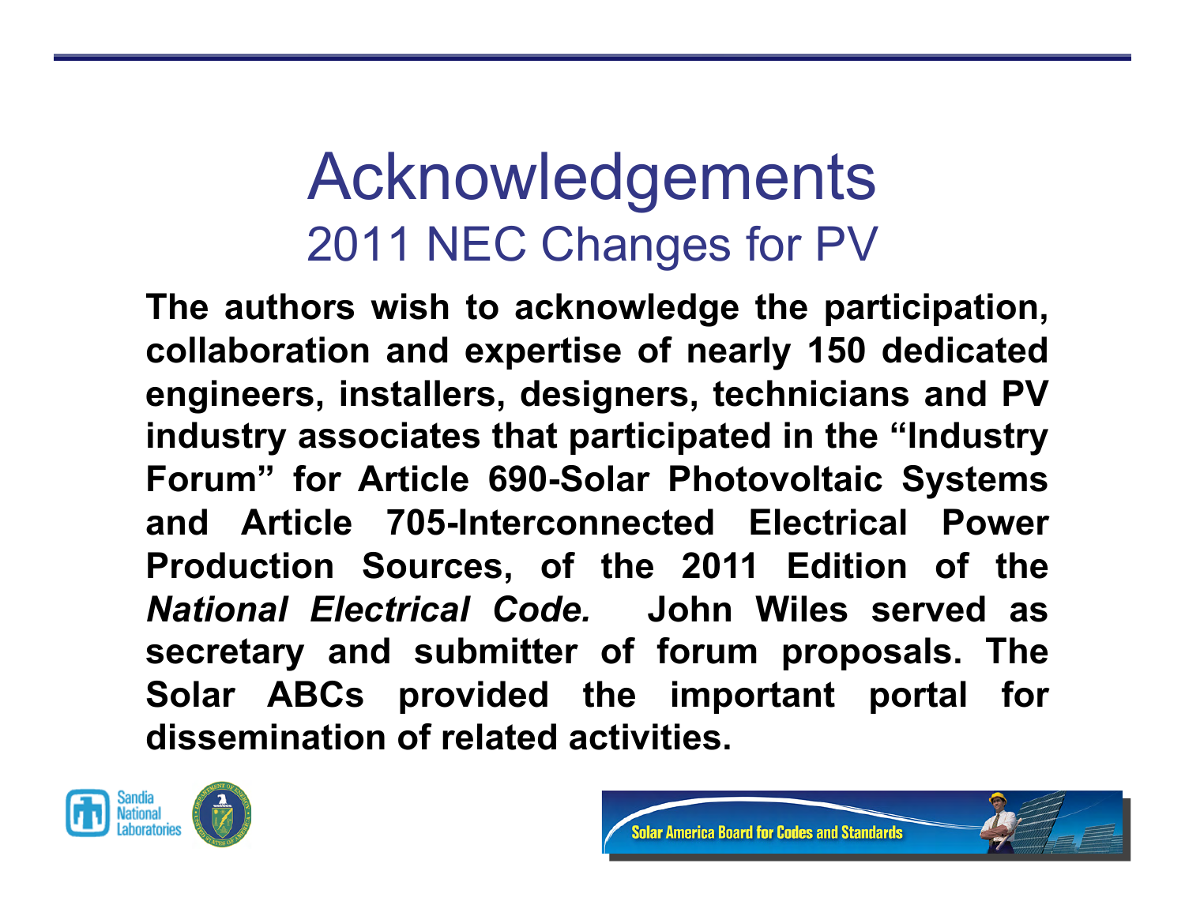# Acknowledgements

## 2011 NEC Changes for PV

**The authors wish to acknowledge the participation, collaboration and expertise of nearly 150 dedicated engineers, installers, designers, technicians and PV industry associates that participated in the "Industry Forum" for Article 690-Solar Photovoltaic Systems and Article 705-Interconnected Electrical Power Production Sources, of the 2011 Edition of the *National Electrical Code.* John Wiles served as secretary and submitter of forum proposals. The Solar ABCs provided the important portal for dissemination of related activities.**

Sandia National Laboratories

Solar America Board for Codes and Standards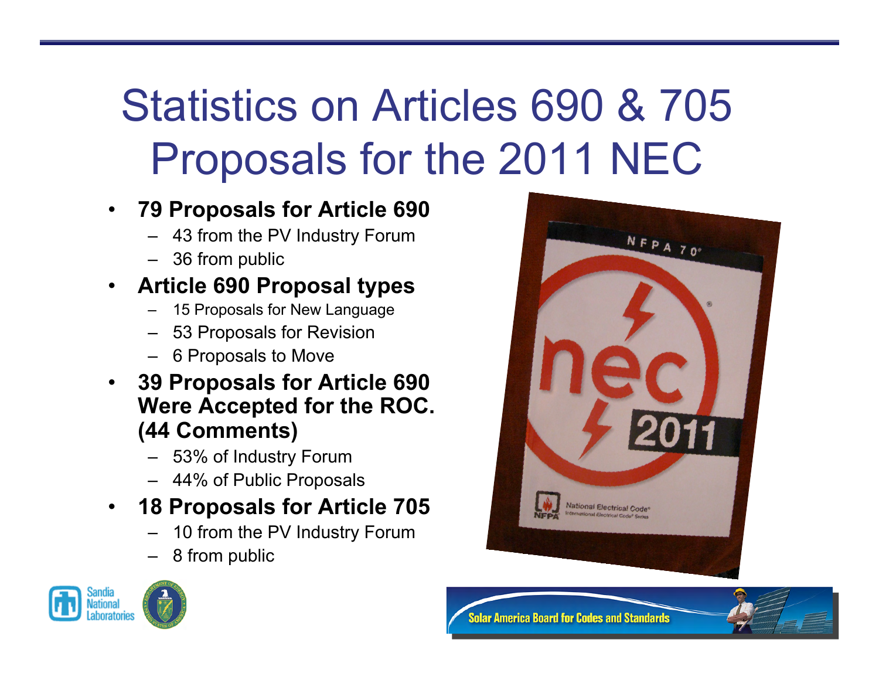# Statistics on Articles 690 & 705 Proposals for the 2011 NEC

- **79 Proposals for Article 690**
  - 43 from the PV Industry Forum
  - 36 from public
- **Article 690 Proposal types**
  - 15 Proposals for New Language
  - 53 Proposals for Revision
  - 6 Proposals to Move
- **39 Proposals for Article 690 Were Accepted for the ROC. (44 Comments)**
  - 53% of Industry Forum
  - 44% of Public Proposals
- **18 Proposals for Article 705**
  - 10 from the PV Industry Forum
  - 8 from public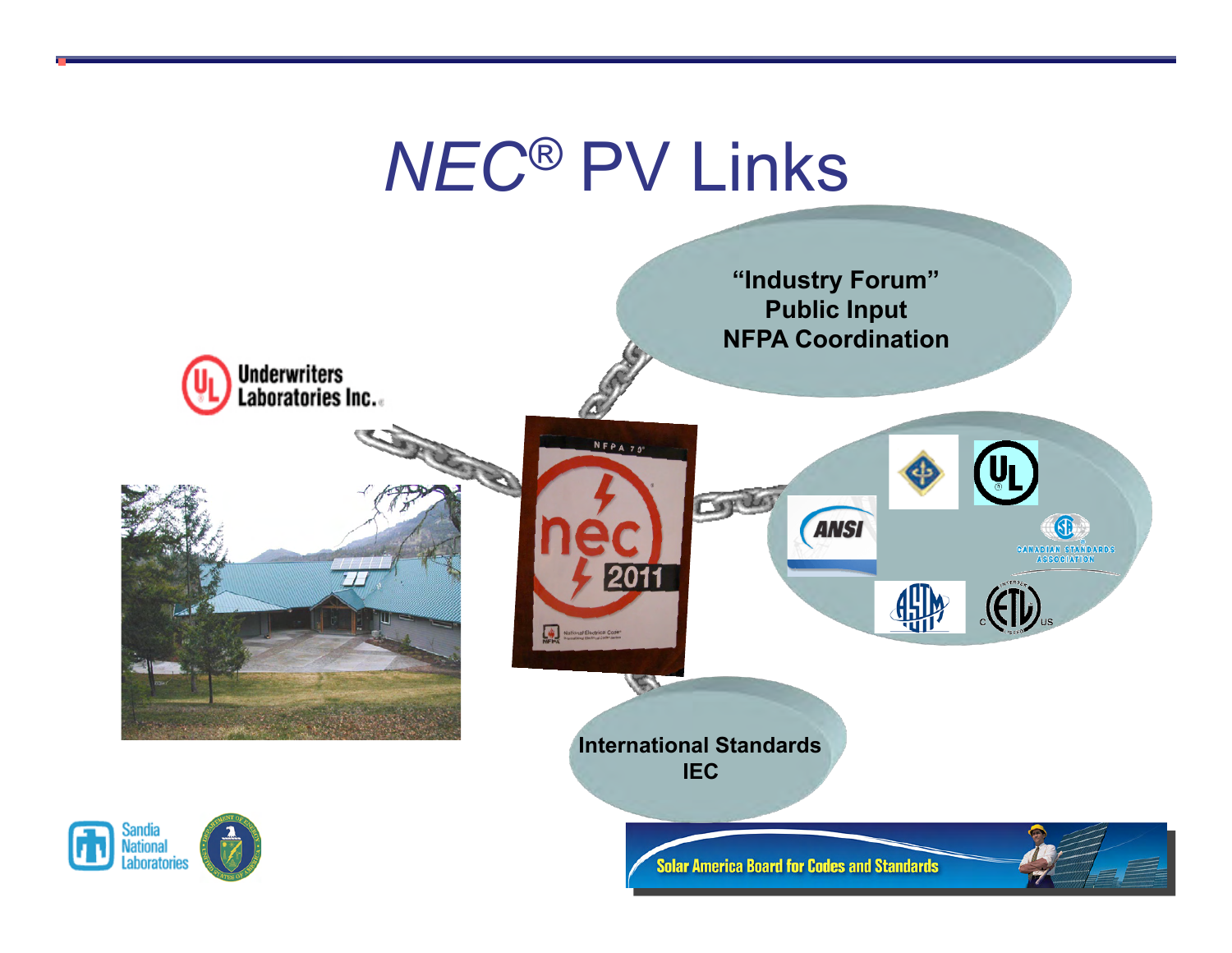# *NEC*® PV Links

**"Industry Forum"**
**Public Input**
**NFPA Coordination**

**International Standards**
**IEC**

Underwriters Laboratories Inc.

Solar America Board for Codes and Standards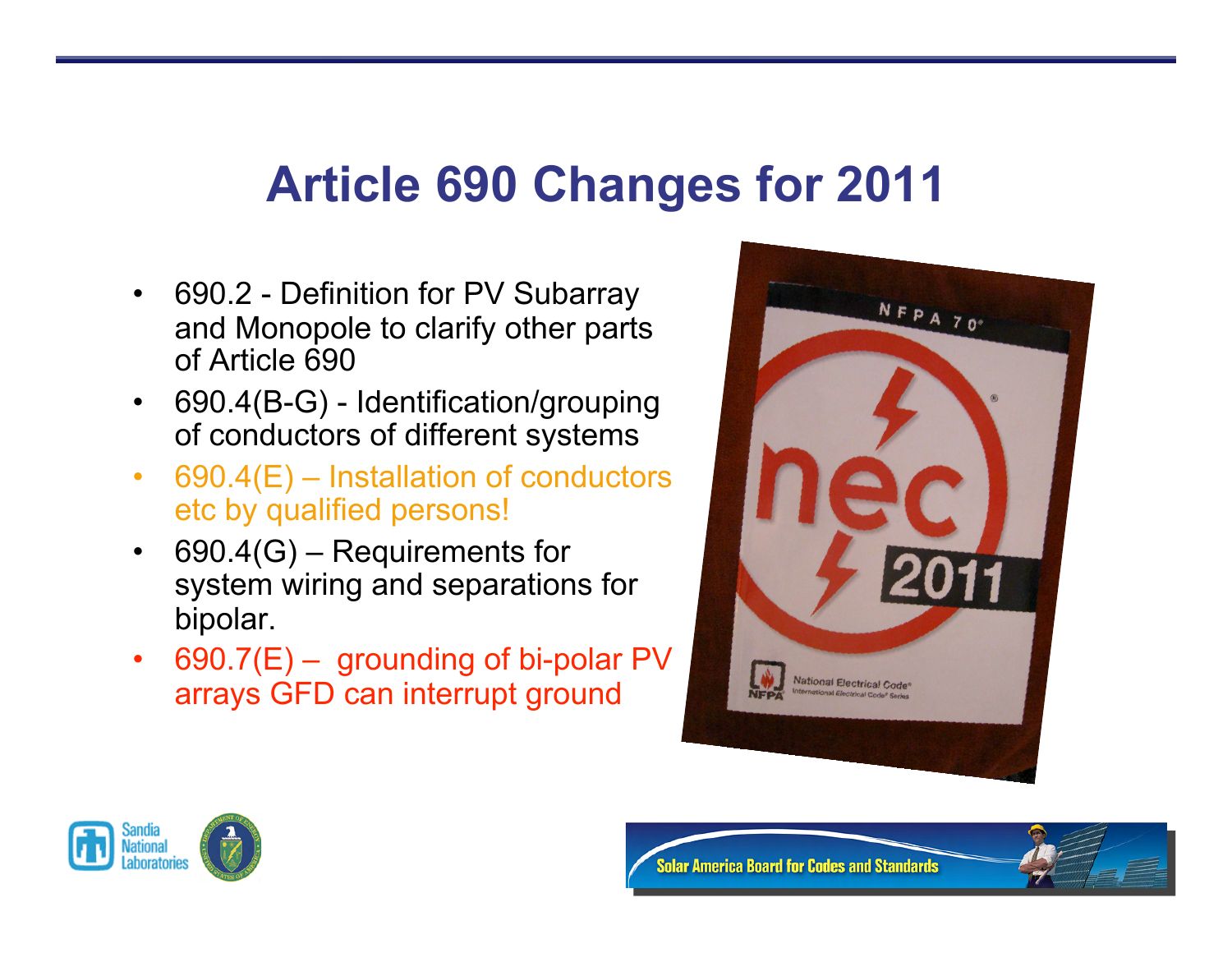# Article 690 Changes for 2011

- 690.2 - Definition for PV Subarray and Monopole to clarify other parts of Article 690
- 690.4(B-G) - Identification/grouping of conductors of different systems
- 690.4(E) – Installation of conductors etc by qualified persons!
- 690.4(G) – Requirements for system wiring and separations for bipolar.
- 690.7(E) – grounding of bi-polar PV arrays GFD can interrupt ground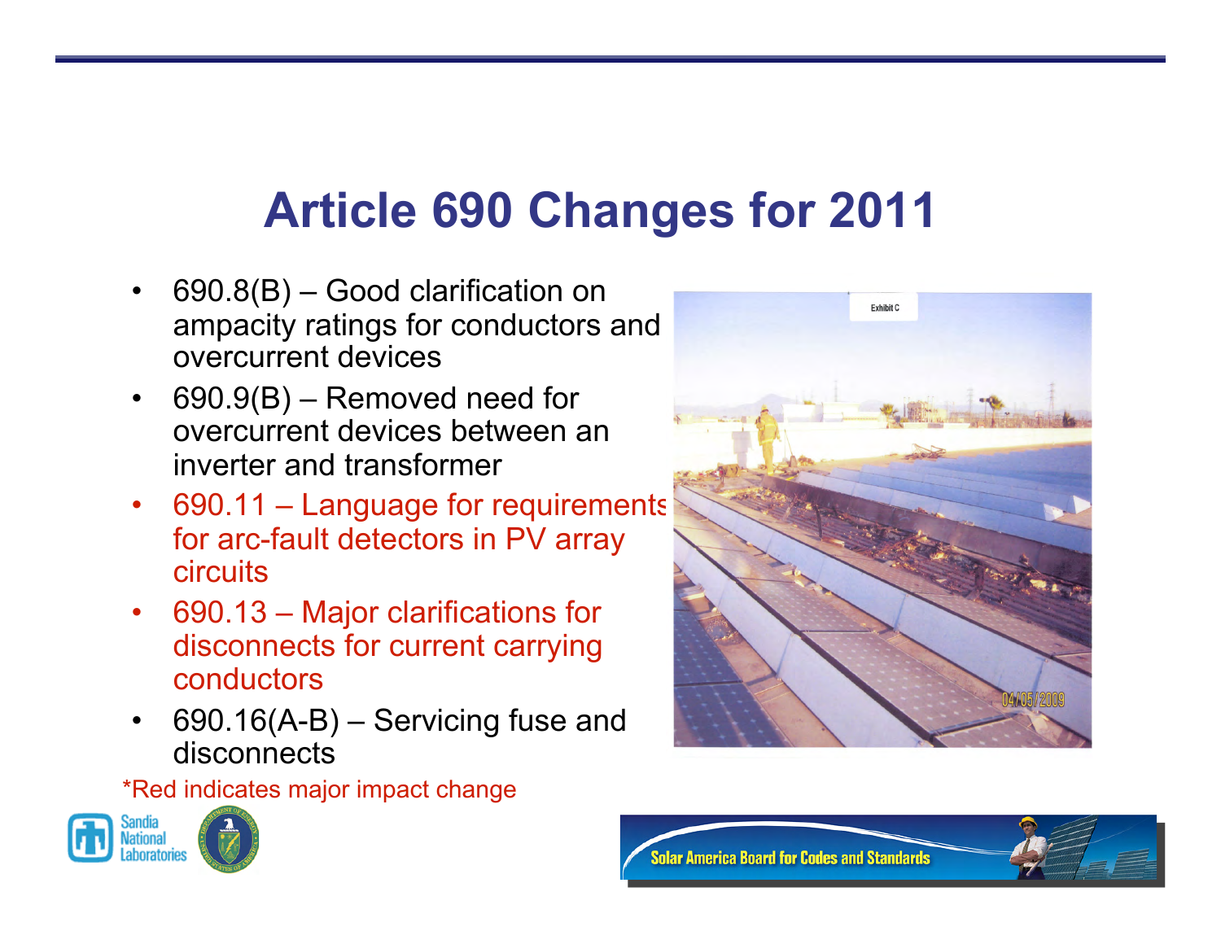# Article 690 Changes for 2011

- 690.8(B) – Good clarification on ampacity ratings for conductors and overcurrent devices
- 690.9(B) – Removed need for overcurrent devices between an inverter and transformer
- 690.11 – Language for requirements for arc-fault detectors in PV array circuits
- 690.13 – Major clarifications for disconnects for current carrying conductors
- 690.16(A-B) – Servicing fuse and disconnects

*Red indicates major impact change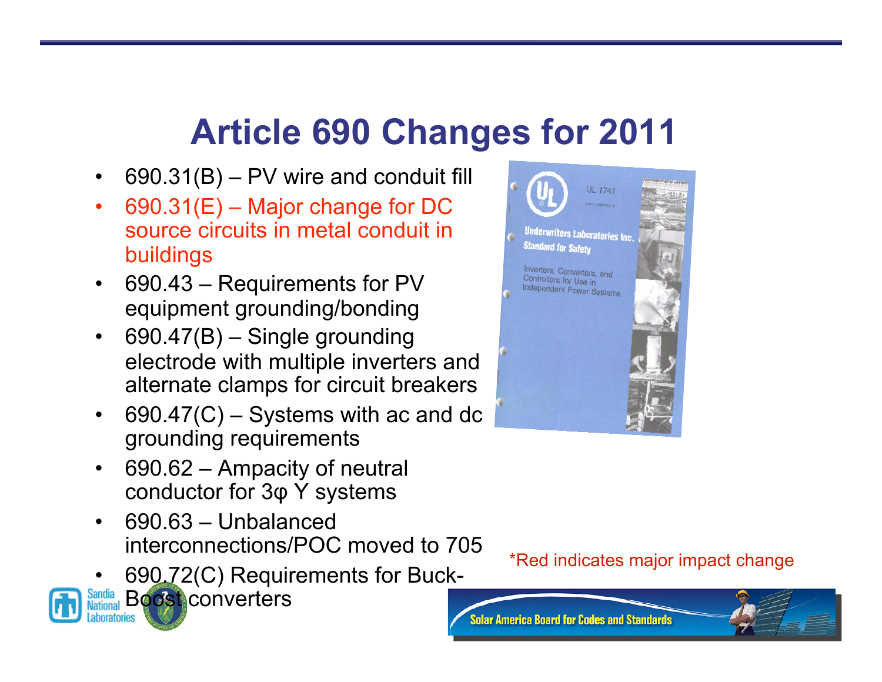# Article 690 Changes for 2011

- 690.31(B) – PV wire and conduit fill
- 690.31(E) – Major change for DC source circuits in metal conduit in buildings
- 690.43 – Requirements for PV equipment grounding/bonding
- 690.47(B) – Single grounding electrode with multiple inverters and alternate clamps for circuit breakers
- 690.47(C) – Systems with ac and dc grounding requirements
- 690.62 – Ampacity of neutral conductor for 3φ Y systems
- 690.63 – Unbalanced interconnections/POC moved to 705
- 690.72(C) Requirements for Buck-Boost converters

*Red indicates major impact change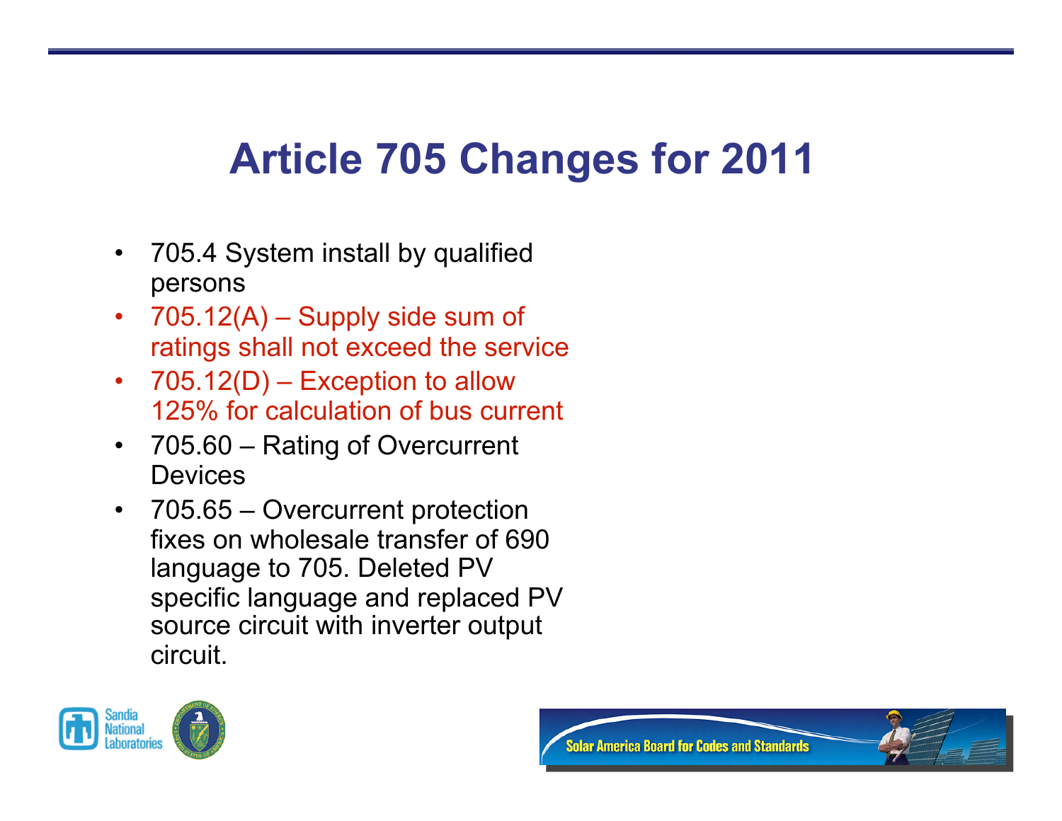# Article 705 Changes for 2011

- 705.4 System install by qualified persons
- 705.12(A) – Supply side sum of ratings shall not exceed the service
- 705.12(D) – Exception to allow 125% for calculation of bus current
- 705.60 – Rating of Overcurrent Devices
- 705.65 – Overcurrent protection fixes on wholesale transfer of 690 language to 705. Deleted PV specific language and replaced PV source circuit with inverter output circuit.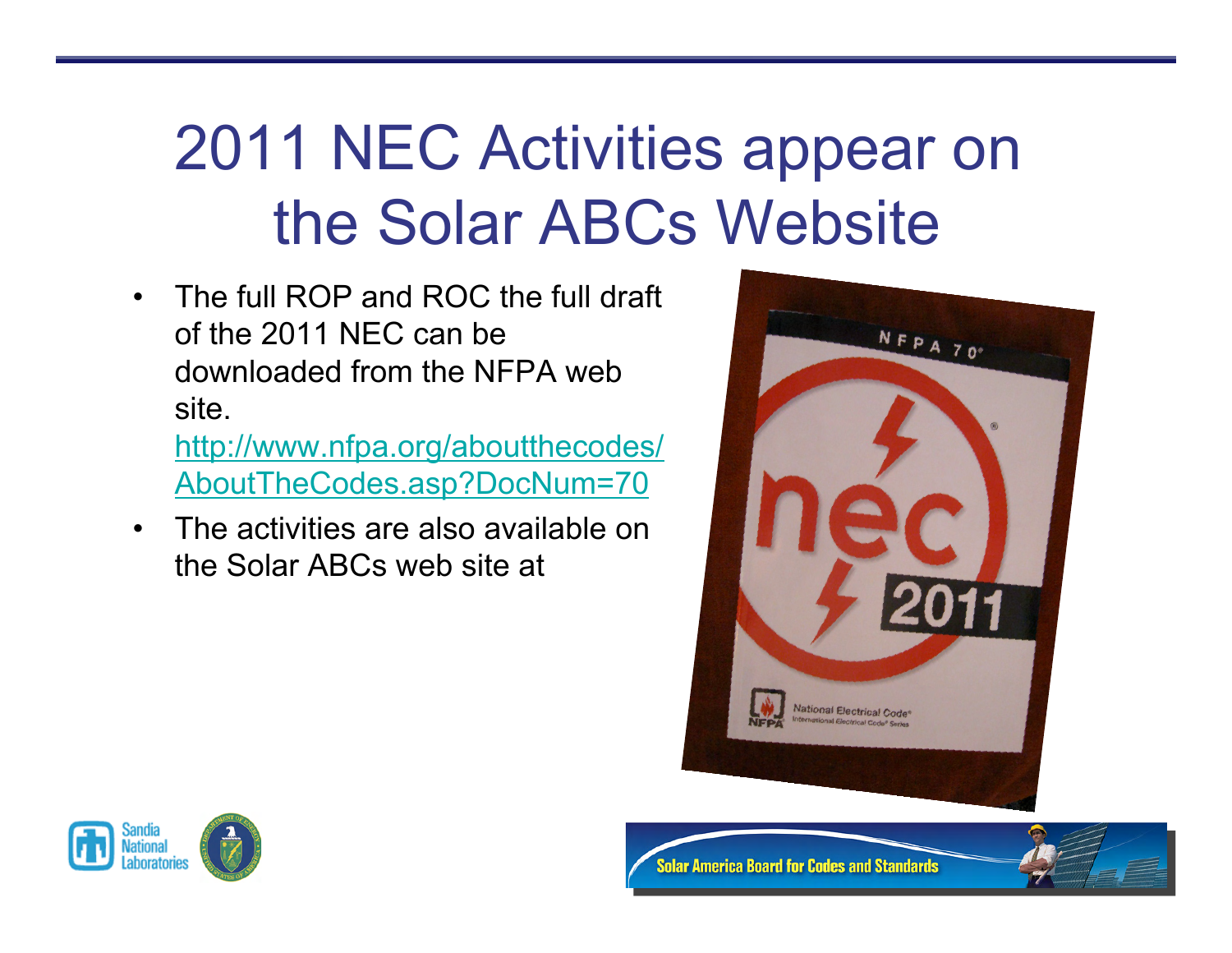# 2011 NEC Activities appear on the Solar ABCs Website

- The full ROP and ROC the full draft of the 2011 NEC can be downloaded from the NFPA web site. http://www.nfpa.org/aboutthecodes/AboutTheCodes.asp?DocNum=70
- The activities are also available on the Solar ABCs web site at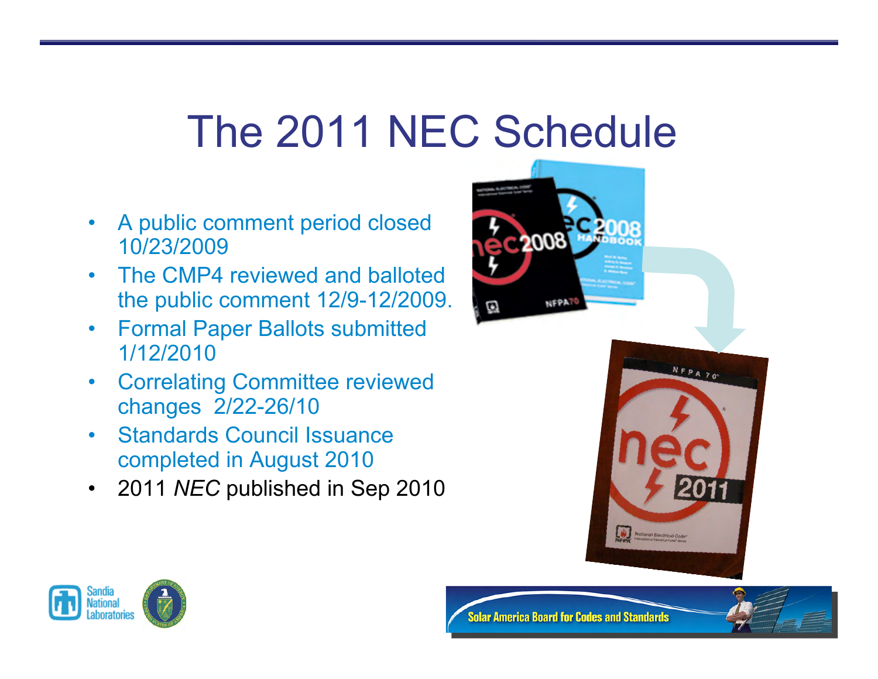# The 2011 NEC Schedule

- A public comment period closed 10/23/2009
- The CMP4 reviewed and balloted the public comment 12/9-12/2009.
- Formal Paper Ballots submitted 1/12/2010
- Correlating Committee reviewed changes 2/22-26/10
- Standards Council Issuance completed in August 2010
- 2011 *NEC* published in Sep 2010